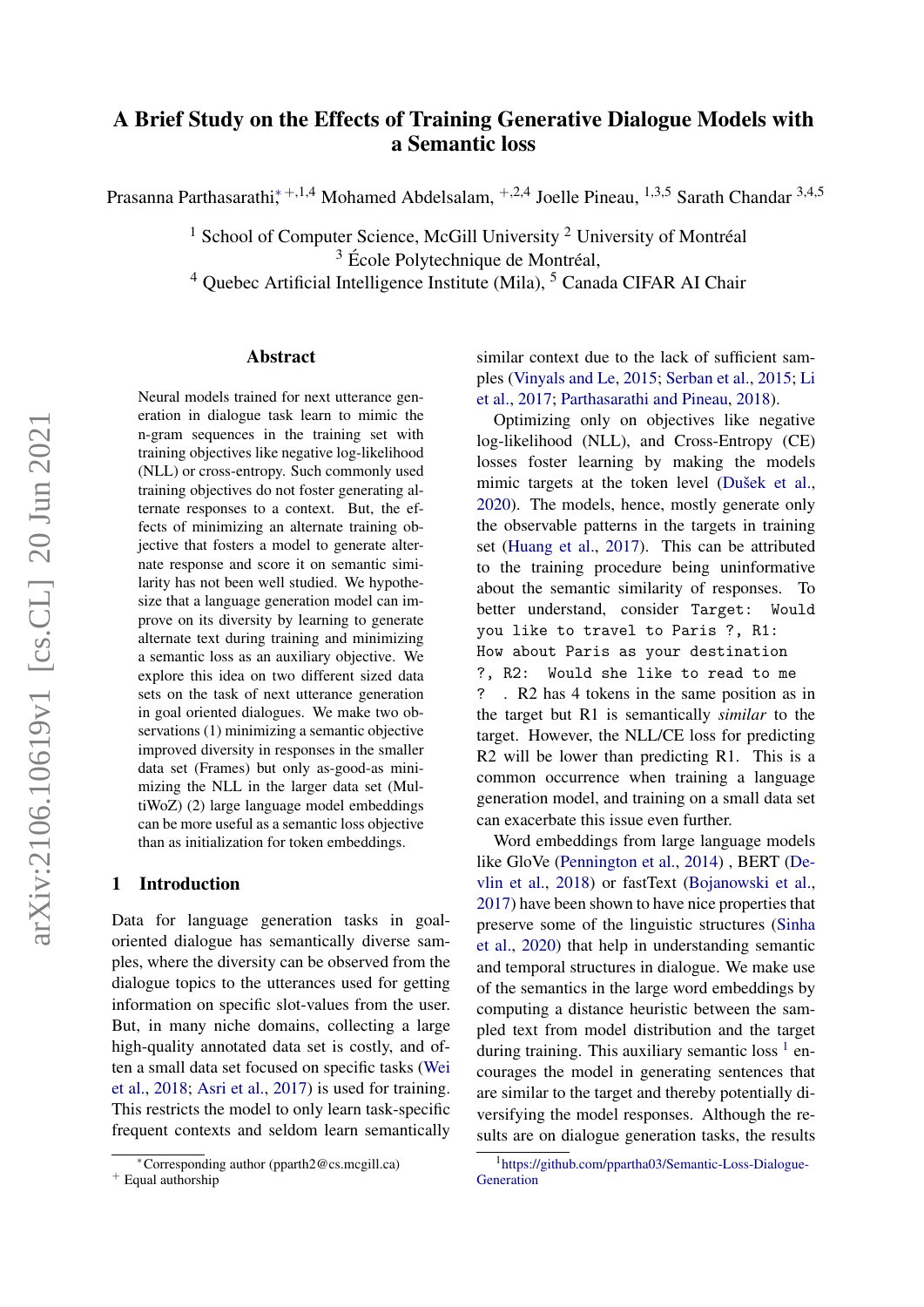# A Brief Study on the Effects of Training Generative Dialogue Models with a Semantic loss

Prasanna Parthasarathi[*,+,1,4] Mohamed Abdelsalam, [+,2,4] Joelle Pineau, [1,3,5] Sarath Chandar [3,4,5]

[1] School of Computer Science, McGill University [2] University of Montréal
[3] École Polytechnique de Montréal,
[4] Quebec Artificial Intelligence Institute (Mila), [5] Canada CIFAR AI Chair

## Abstract

Neural models trained for next utterance generation in dialogue task learn to mimic the n-gram sequences in the training set with training objectives like negative log-likelihood (NLL) or cross-entropy. Such commonly used training objectives do not foster generating alternate responses to a context. But, the effects of minimizing an alternate training objective that fosters a model to generate alternate response and score it on semantic similarity has not been well studied. We hypothesize that a language generation model can improve on its diversity by learning to generate alternate text during training and minimizing a semantic loss as an auxiliary objective. We explore this idea on two different sized data sets on the task of next utterance generation in goal oriented dialogues. We make two observations (1) minimizing a semantic objective improved diversity in responses in the smaller data set (Frames) but only as-good-as minimizing the NLL in the larger data set (MultiWoZ) (2) large language model embeddings can be more useful as a semantic loss objective than as initialization for token embeddings.

## 1 Introduction

Data for language generation tasks in goal-oriented dialogue has semantically diverse samples, where the diversity can be observed from the dialogue topics to the utterances used for getting information on specific slot-values from the user. But, in many niche domains, collecting a large high-quality annotated data set is costly, and often a small data set focused on specific tasks (Wei et al., 2018; Asri et al., 2017) is used for training. This restricts the model to only learn task-specific frequent contexts and seldom learn semantically similar context due to the lack of sufficient samples (Vinyals and Le, 2015; Serban et al., 2015; Li et al., 2017; Parthasarathi and Pineau, 2018).

Optimizing only on objectives like negative log-likelihood (NLL), and Cross-Entropy (CE) losses foster learning by making the models mimic targets at the token level (Dušek et al., 2020). The models, hence, mostly generate only the observable patterns in the targets in training set (Huang et al., 2017). This can be attributed to the training procedure being uninformative about the semantic similarity of responses. To better understand, consider `Target: Would you like to travel to Paris ?`, `R1: How about Paris as your destination ?`, `R2: Would she like to read to me ?` . R2 has 4 tokens in the same position as in the target but R1 is semantically *similar* to the target. However, the NLL/CE loss for predicting R2 will be lower than predicting R1. This is a common occurrence when training a language generation model, and training on a small data set can exacerbate this issue even further.

Word embeddings from large language models like GloVe (Pennington et al., 2014) , BERT (Devlin et al., 2018) or fastText (Bojanowski et al., 2017) have been shown to have nice properties that preserve some of the linguistic structures (Sinha et al., 2020) that help in understanding semantic and temporal structures in dialogue. We make use of the semantics in the large word embeddings by computing a distance heuristic between the sampled text from model distribution and the target during training. This auxiliary semantic loss [1] encourages the model in generating sentences that are similar to the target and thereby potentially diversifying the model responses. Although the results are on dialogue generation tasks, the results

[*] Corresponding author (pparth2@cs.mcgill.ca)
[+] Equal authorship

[1] https://github.com/ppartha03/Semantic-Loss-Dialogue-Generation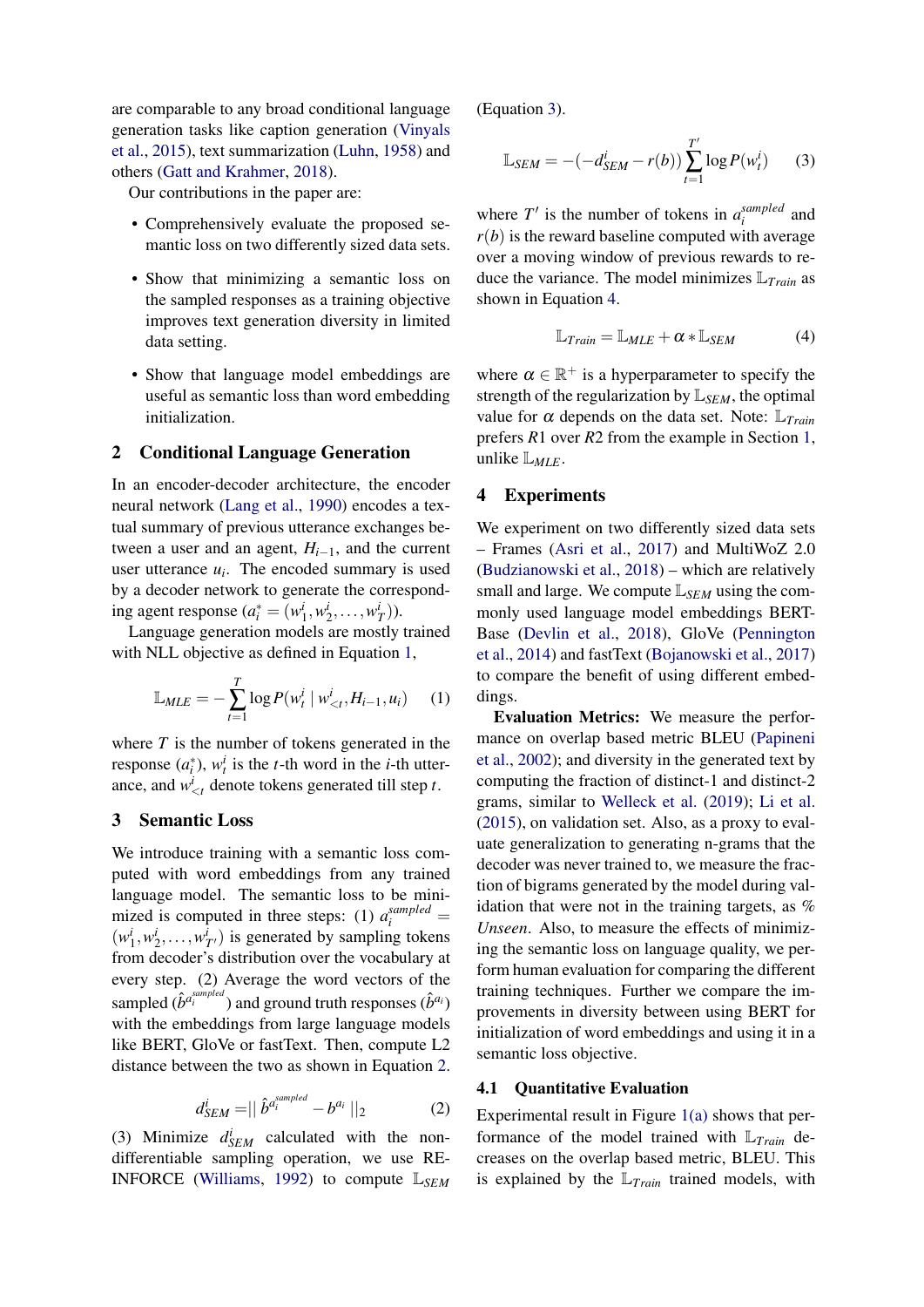are comparable to any broad conditional language generation tasks like caption generation (Vinyals et al., 2015), text summarization (Luhn, 1958) and others (Gatt and Krahmer, 2018).

Our contributions in the paper are:

- Comprehensively evaluate the proposed semantic loss on two differently sized data sets.
- Show that minimizing a semantic loss on the sampled responses as a training objective improves text generation diversity in limited data setting.
- Show that language model embeddings are useful as semantic loss than word embedding initialization.

## 2 Conditional Language Generation

In an encoder-decoder architecture, the encoder neural network (Lang et al., 1990) encodes a textual summary of previous utterance exchanges between a user and an agent, $H_{i-1}$, and the current user utterance $u_i$. The encoded summary is used by a decoder network to generate the corresponding agent response ($a_i^* = (w_1^i, w_2^i, \dots, w_T^i)$).

Language generation models are mostly trained with NLL objective as defined in Equation 1,

$$\mathbb{L}_{MLE} = -\sum_{t=1}^{T} \log P(w_t^i \mid w_{<t}^i, H_{i-1}, u_i) \quad (1)$$

where $T$ is the number of tokens generated in the response ($a_i^*$), $w_t^i$ is the $t$-th word in the $i$-th utterance, and $w_{<t}^i$ denote tokens generated till step $t$.

## 3 Semantic Loss

We introduce training with a semantic loss computed with word embeddings from any trained language model. The semantic loss to be minimized is computed in three steps: (1) $a_i^{sampled} = (w_1^i, w_2^i, \dots, w_{T'}^i)$ is generated by sampling tokens from decoder's distribution over the vocabulary at every step. (2) Average the word vectors of the sampled ($\hat{b}^{a_i^{sampled}}$) and ground truth responses ($\hat{b}^{a_i}$) with the embeddings from large language models like BERT, GloVe or fastText. Then, compute L2 distance between the two as shown in Equation 2.

$$d_{SEM}^i = \| \hat{b}^{a_i^{sampled}} - b^{a_i} \|_2 \quad (2)$$

(3) Minimize $d_{SEM}^i$ calculated with the non-differentiable sampling operation, we use REINFORCE (Williams, 1992) to compute $\mathbb{L}_{SEM}$ (Equation 3).

$$\mathbb{L}_{SEM} = -(-d_{SEM}^i - r(b)) \sum_{t=1}^{T'} \log P(w_t^i) \quad (3)$$

where $T'$ is the number of tokens in $a_i^{sampled}$ and $r(b)$ is the reward baseline computed with average over a moving window of previous rewards to reduce the variance. The model minimizes $\mathbb{L}_{Train}$ as shown in Equation 4.

$$\mathbb{L}_{Train} = \mathbb{L}_{MLE} + \alpha * \mathbb{L}_{SEM} \quad (4)$$

where $\alpha \in \mathbb{R}^+$ is a hyperparameter to specify the strength of the regularization by $\mathbb{L}_{SEM}$, the optimal value for $\alpha$ depends on the data set. Note: $\mathbb{L}_{Train}$ prefers $R1$ over $R2$ from the example in Section 1, unlike $\mathbb{L}_{MLE}$.

## 4 Experiments

We experiment on two differently sized data sets – Frames (Asri et al., 2017) and MultiWoZ 2.0 (Budzianowski et al., 2018) – which are relatively small and large. We compute $\mathbb{L}_{SEM}$ using the commonly used language model embeddings BERT-Base (Devlin et al., 2018), GloVe (Pennington et al., 2014) and fastText (Bojanowski et al., 2017) to compare the benefit of using different embeddings.

**Evaluation Metrics:** We measure the performance on overlap based metric BLEU (Papineni et al., 2002); and diversity in the generated text by computing the fraction of distinct-1 and distinct-2 grams, similar to Welleck et al. (2019); Li et al. (2015), on validation set. Also, as a proxy to evaluate generalization to generating n-grams that the decoder was never trained to, we measure the fraction of bigrams generated by the model during validation that were not in the training targets, as *% Unseen*. Also, to measure the effects of minimizing the semantic loss on language quality, we perform human evaluation for comparing the different training techniques. Further we compare the improvements in diversity between using BERT for initialization of word embeddings and using it in a semantic loss objective.

### 4.1 Quantitative Evaluation

Experimental result in Figure 1(a) shows that performance of the model trained with $\mathbb{L}_{Train}$ decreases on the overlap based metric, BLEU. This is explained by the $\mathbb{L}_{Train}$ trained models, with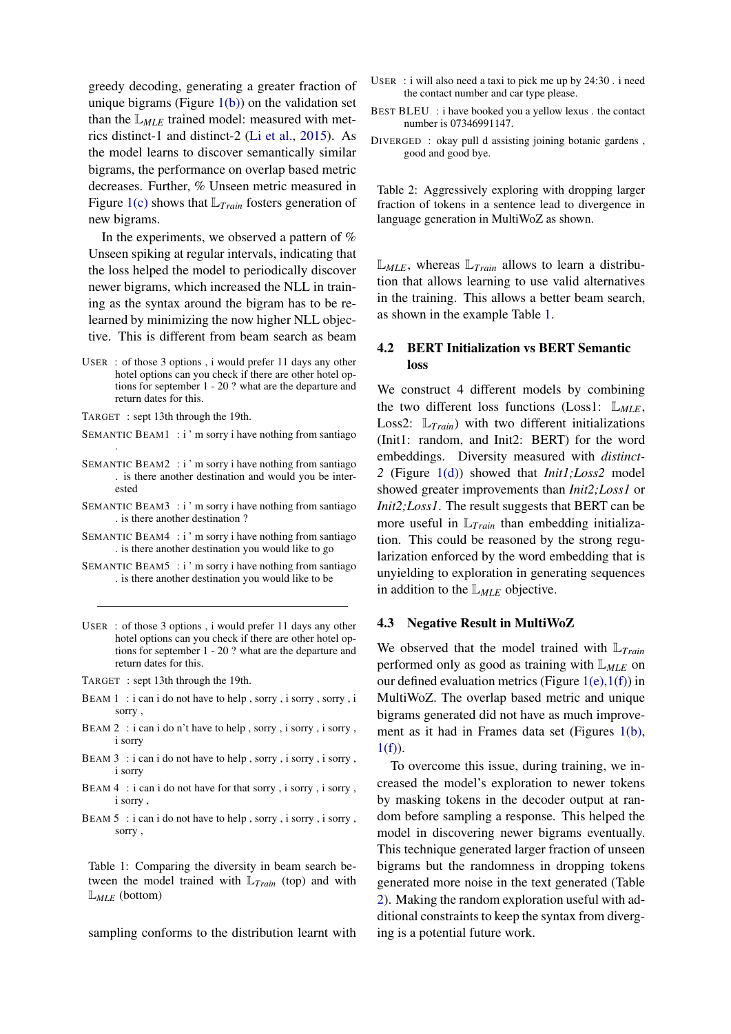greedy decoding, generating a greater fraction of unique bigrams (Figure 1(b)) on the validation set than the $\mathbb{L}_{MLE}$ trained model: measured with metrics distinct-1 and distinct-2 (Li et al., 2015). As the model learns to discover semantically similar bigrams, the performance on overlap based metric decreases. Further, % Unseen metric measured in Figure 1(c) shows that $\mathbb{L}_{Train}$ fosters generation of new bigrams.

In the experiments, we observed a pattern of % Unseen spiking at regular intervals, indicating that the loss helped the model to periodically discover newer bigrams, which increased the NLL in training as the syntax around the bigram has to be relearned by minimizing the now higher NLL objective. This is different from beam search as beam sampling conforms to the distribution learnt with $\mathbb{L}_{MLE}$, whereas $\mathbb{L}_{Train}$ allows to learn a distribution that allows learning to use valid alternatives in the training. This allows a better beam search, as shown in the example Table 1.

USER : of those 3 options , i would prefer 11 days any other hotel options can you check if there are other hotel options for september 1 - 20 ? what are the departure and return dates for this.

TARGET : sept 13th through the 19th.

SEMANTIC BEAM1 : i ' m sorry i have nothing from santiago .

SEMANTIC BEAM2 : i ' m sorry i have nothing from santiago . is there another destination and would you be interested

SEMANTIC BEAM3 : i ' m sorry i have nothing from santiago . is there another destination ?

SEMANTIC BEAM4 : i ' m sorry i have nothing from santiago . is there another destination you would like to go

SEMANTIC BEAM5 : i ' m sorry i have nothing from santiago . is there another destination you would like to be

---

USER : of those 3 options , i would prefer 11 days any other hotel options can you check if there are other hotel options for september 1 - 20 ? what are the departure and return dates for this.

TARGET : sept 13th through the 19th.

BEAM 1 : i can i do not have to help , sorry , i sorry , sorry , i sorry ,

BEAM 2 : i can i do n't have to help , sorry , i sorry , i sorry , i sorry

BEAM 3 : i can i do not have to help , sorry , i sorry , i sorry , i sorry

BEAM 4 : i can i do not have for that sorry , i sorry , i sorry , i sorry ,

BEAM 5 : i can i do not have to help , sorry , i sorry , i sorry , sorry ,

Table 1: Comparing the diversity in beam search between the model trained with $\mathbb{L}_{Train}$ (top) and with $\mathbb{L}_{MLE}$ (bottom)

USER : i will also need a taxi to pick me up by 24:30 . i need the contact number and car type please.

BEST BLEU : i have booked you a yellow lexus . the contact number is 07346991147.

DIVERGED : okay pull d assisting joining botanic gardens , good and good bye.

Table 2: Aggressively exploring with dropping larger fraction of tokens in a sentence lead to divergence in language generation in MultiWoZ as shown.

## 4.2 BERT Initialization vs BERT Semantic loss

We construct 4 different models by combining the two different loss functions (Loss1: $\mathbb{L}_{MLE}$, Loss2: $\mathbb{L}_{Train}$) with two different initializations (Init1: random, and Init2: BERT) for the word embeddings. Diversity measured with *distinct-2* (Figure 1(d)) showed that *Init1;Loss2* model showed greater improvements than *Init2;Loss1* or *Init2;Loss1*. The result suggests that BERT can be more useful in $\mathbb{L}_{Train}$ than embedding initialization. This could be reasoned by the strong regularization enforced by the word embedding that is unyielding to exploration in generating sequences in addition to the $\mathbb{L}_{MLE}$ objective.

## 4.3 Negative Result in MultiWoZ

We observed that the model trained with $\mathbb{L}_{Train}$ performed only as good as training with $\mathbb{L}_{MLE}$ on our defined evaluation metrics (Figure 1(e),1(f)) in MultiWoZ. The overlap based metric and unique bigrams generated did not have as much improvement as it had in Frames data set (Figures 1(b), 1(f)).

To overcome this issue, during training, we increased the model's exploration to newer tokens by masking tokens in the decoder output at random before sampling a response. This helped the model in discovering newer bigrams eventually. This technique generated larger fraction of unseen bigrams but the randomness in dropping tokens generated more noise in the text generated (Table 2). Making the random exploration useful with additional constraints to keep the syntax from diverging is a potential future work.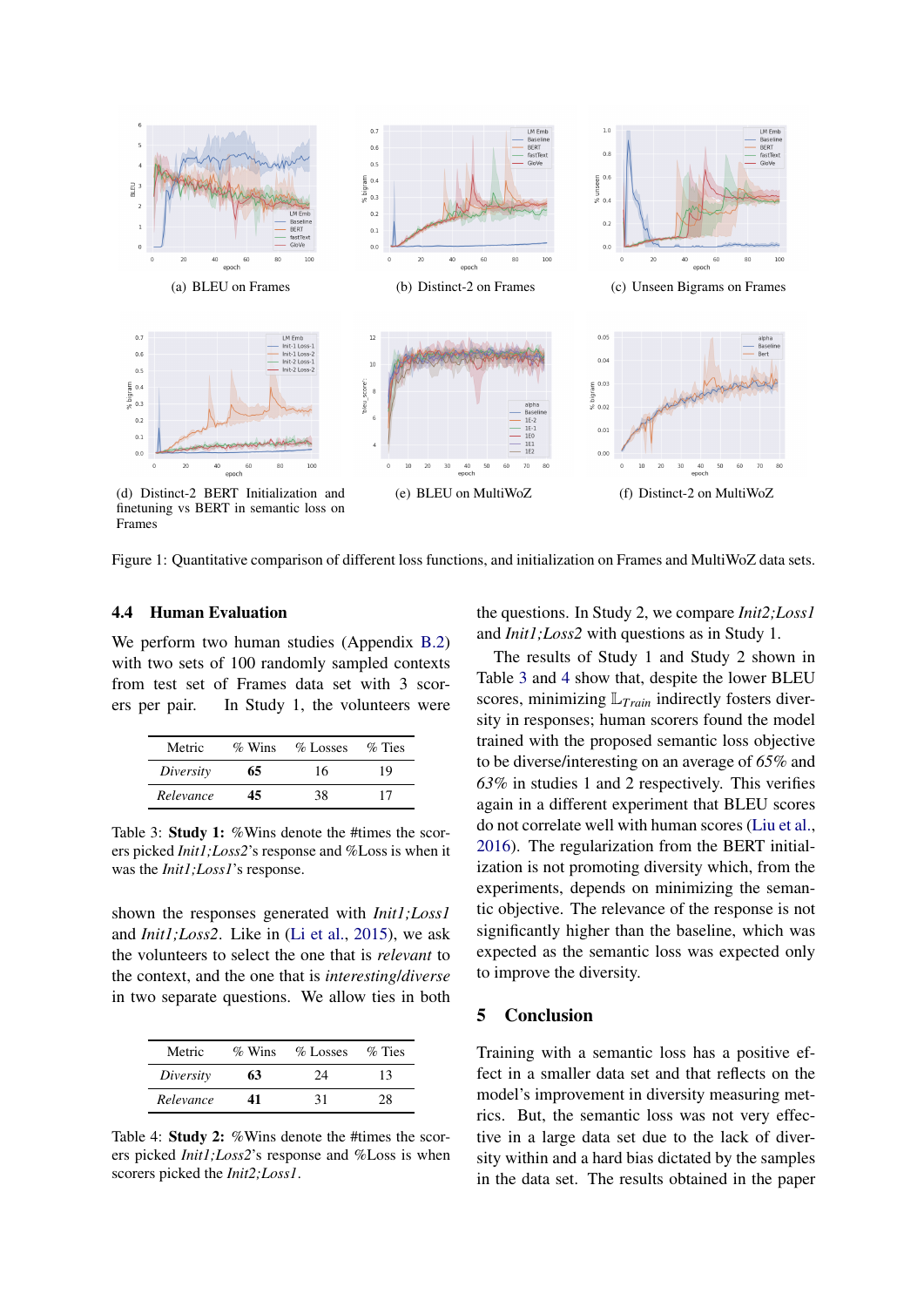(a) BLEU on Frames

(b) Distinct-2 on Frames

(c) Unseen Bigrams on Frames

(d) Distinct-2 BERT Initialization and finetuning vs BERT in semantic loss on Frames

(e) BLEU on MultiWoZ

(f) Distinct-2 on MultiWoZ

Figure 1: Quantitative comparison of different loss functions, and initialization on Frames and MultiWoZ data sets.

### 4.4 Human Evaluation

We perform two human studies (Appendix B.2) with two sets of 100 randomly sampled contexts from test set of Frames data set with 3 scorers per pair. In Study 1, the volunteers were shown the responses generated with *Init1;Loss1* and *Init1;Loss2*. Like in (Li et al., 2015), we ask the volunteers to select the one that is *relevant* to the context, and the one that is *interesting*/*diverse* in two separate questions. We allow ties in both the questions. In Study 2, we compare *Init2;Loss1* and *Init1;Loss2* with questions as in Study 1.

| Metric | % Wins | % Losses | % Ties |
|---|---|---|---|
| *Diversity* | **65** | 16 | 19 |
| *Relevance* | **45** | 38 | 17 |

Table 3: **Study 1:** %Wins denote the #times the scorers picked *Init1;Loss2*'s response and %Loss is when it was the *Init1;Loss1*'s response.

| Metric | % Wins | % Losses | % Ties |
|---|---|---|---|
| *Diversity* | **63** | 24 | 13 |
| *Relevance* | **41** | 31 | 28 |

Table 4: **Study 2:** %Wins denote the #times the scorers picked *Init1;Loss2*'s response and %Loss is when scorers picked the *Init2;Loss1*.

The results of Study 1 and Study 2 shown in Table 3 and 4 show that, despite the lower BLEU scores, minimizing $\mathbb{L}_{Train}$ indirectly fosters diversity in responses; human scorers found the model trained with the proposed semantic loss objective to be diverse/interesting on an average of *65%* and *63%* in studies 1 and 2 respectively. This verifies again in a different experiment that BLEU scores do not correlate well with human scores (Liu et al., 2016). The regularization from the BERT initialization is not promoting diversity which, from the experiments, depends on minimizing the semantic objective. The relevance of the response is not significantly higher than the baseline, which was expected as the semantic loss was expected only to improve the diversity.

## 5 Conclusion

Training with a semantic loss has a positive effect in a smaller data set and that reflects on the model's improvement in diversity measuring metrics. But, the semantic loss was not very effective in a large data set due to the lack of diversity within and a hard bias dictated by the samples in the data set. The results obtained in the paper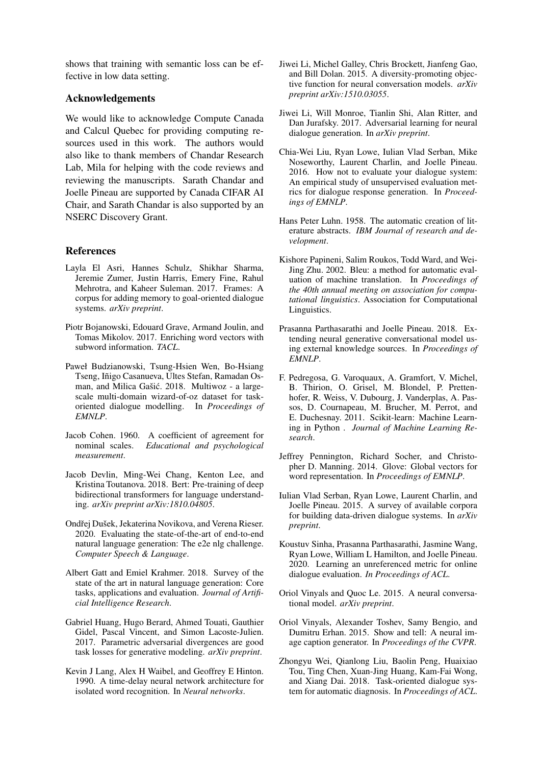shows that training with semantic loss can be effective in low data setting.

## Acknowledgements

We would like to acknowledge Compute Canada and Calcul Quebec for providing computing resources used in this work. The authors would also like to thank members of Chandar Research Lab, Mila for helping with the code reviews and reviewing the manuscripts. Sarath Chandar and Joelle Pineau are supported by Canada CIFAR AI Chair, and Sarath Chandar is also supported by an NSERC Discovery Grant.

## References

Layla El Asri, Hannes Schulz, Shikhar Sharma, Jeremie Zumer, Justin Harris, Emery Fine, Rahul Mehrotra, and Kaheer Suleman. 2017. Frames: A corpus for adding memory to goal-oriented dialogue systems. *arXiv preprint*.

Piotr Bojanowski, Edouard Grave, Armand Joulin, and Tomas Mikolov. 2017. Enriching word vectors with subword information. *TACL*.

Paweł Budzianowski, Tsung-Hsien Wen, Bo-Hsiang Tseng, Iñigo Casanueva, Ultes Stefan, Ramadan Osman, and Milica Gašić. 2018. Multiwoz - a large-scale multi-domain wizard-of-oz dataset for task-oriented dialogue modelling. In *Proceedings of EMNLP*.

Jacob Cohen. 1960. A coefficient of agreement for nominal scales. *Educational and psychological measurement*.

Jacob Devlin, Ming-Wei Chang, Kenton Lee, and Kristina Toutanova. 2018. Bert: Pre-training of deep bidirectional transformers for language understanding. *arXiv preprint arXiv:1810.04805*.

Ondřej Dušek, Jekaterina Novikova, and Verena Rieser. 2020. Evaluating the state-of-the-art of end-to-end natural language generation: The e2e nlg challenge. *Computer Speech & Language*.

Albert Gatt and Emiel Krahmer. 2018. Survey of the state of the art in natural language generation: Core tasks, applications and evaluation. *Journal of Artificial Intelligence Research*.

Gabriel Huang, Hugo Berard, Ahmed Touati, Gauthier Gidel, Pascal Vincent, and Simon Lacoste-Julien. 2017. Parametric adversarial divergences are good task losses for generative modeling. *arXiv preprint*.

Kevin J Lang, Alex H Waibel, and Geoffrey E Hinton. 1990. A time-delay neural network architecture for isolated word recognition. In *Neural networks*.

Jiwei Li, Michel Galley, Chris Brockett, Jianfeng Gao, and Bill Dolan. 2015. A diversity-promoting objective function for neural conversation models. *arXiv preprint arXiv:1510.03055*.

Jiwei Li, Will Monroe, Tianlin Shi, Alan Ritter, and Dan Jurafsky. 2017. Adversarial learning for neural dialogue generation. In *arXiv preprint*.

Chia-Wei Liu, Ryan Lowe, Iulian Vlad Serban, Mike Noseworthy, Laurent Charlin, and Joelle Pineau. 2016. How not to evaluate your dialogue system: An empirical study of unsupervised evaluation metrics for dialogue response generation. In *Proceedings of EMNLP*.

Hans Peter Luhn. 1958. The automatic creation of literature abstracts. *IBM Journal of research and development*.

Kishore Papineni, Salim Roukos, Todd Ward, and Wei-Jing Zhu. 2002. Bleu: a method for automatic evaluation of machine translation. In *Proceedings of the 40th annual meeting on association for computational linguistics*. Association for Computational Linguistics.

Prasanna Parthasarathi and Joelle Pineau. 2018. Extending neural generative conversational model using external knowledge sources. In *Proceedings of EMNLP*.

F. Pedregosa, G. Varoquaux, A. Gramfort, V. Michel, B. Thirion, O. Grisel, M. Blondel, P. Prettenhofer, R. Weiss, V. Dubourg, J. Vanderplas, A. Passos, D. Cournapeau, M. Brucher, M. Perrot, and E. Duchesnay. 2011. Scikit-learn: Machine Learning in Python . *Journal of Machine Learning Research*.

Jeffrey Pennington, Richard Socher, and Christopher D. Manning. 2014. Glove: Global vectors for word representation. In *Proceedings of EMNLP*.

Iulian Vlad Serban, Ryan Lowe, Laurent Charlin, and Joelle Pineau. 2015. A survey of available corpora for building data-driven dialogue systems. In *arXiv preprint*.

Koustuv Sinha, Prasanna Parthasarathi, Jasmine Wang, Ryan Lowe, William L Hamilton, and Joelle Pineau. 2020. Learning an unreferenced metric for online dialogue evaluation. *In Proceedings of ACL*.

Oriol Vinyals and Quoc Le. 2015. A neural conversational model. *arXiv preprint*.

Oriol Vinyals, Alexander Toshev, Samy Bengio, and Dumitru Erhan. 2015. Show and tell: A neural image caption generator. In *Proceedings of the CVPR*.

Zhongyu Wei, Qianlong Liu, Baolin Peng, Huaixiao Tou, Ting Chen, Xuan-Jing Huang, Kam-Fai Wong, and Xiang Dai. 2018. Task-oriented dialogue system for automatic diagnosis. In *Proceedings of ACL*.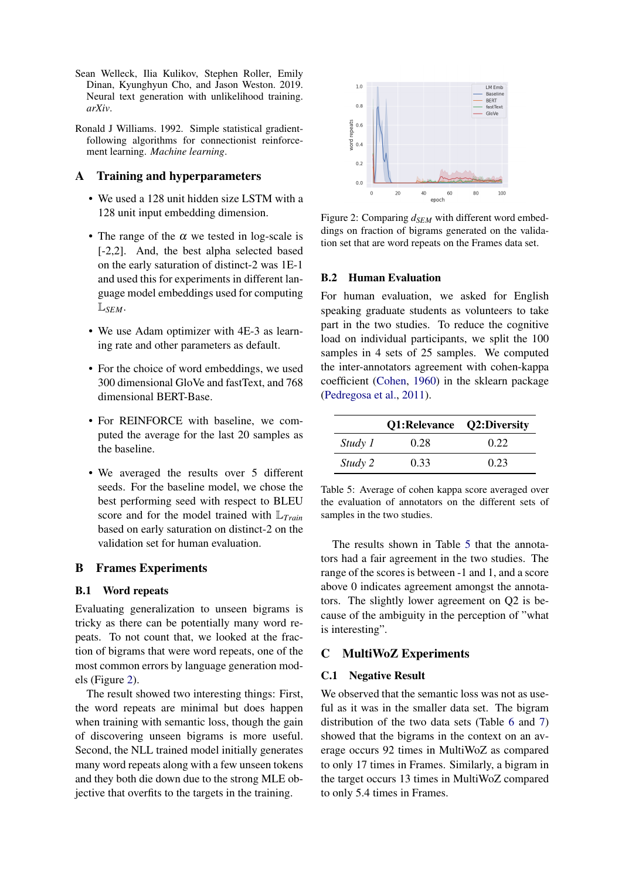Sean Welleck, Ilia Kulikov, Stephen Roller, Emily Dinan, Kyunghyun Cho, and Jason Weston. 2019. Neural text generation with unlikelihood training. *arXiv*.

Ronald J Williams. 1992. Simple statistical gradient-following algorithms for connectionist reinforcement learning. *Machine learning*.

## A Training and hyperparameters

- We used a 128 unit hidden size LSTM with a 128 unit input embedding dimension.
- The range of the $\alpha$ we tested in log-scale is [-2,2]. And, the best alpha selected based on the early saturation of distinct-2 was 1E-1 and used this for experiments in different language model embeddings used for computing $\mathbb{L}_{SEM}$.
- We use Adam optimizer with 4E-3 as learning rate and other parameters as default.
- For the choice of word embeddings, we used 300 dimensional GloVe and fastText, and 768 dimensional BERT-Base.
- For REINFORCE with baseline, we computed the average for the last 20 samples as the baseline.
- We averaged the results over 5 different seeds. For the baseline model, we chose the best performing seed with respect to BLEU score and for the model trained with $\mathbb{L}_{Train}$ based on early saturation on distinct-2 on the validation set for human evaluation.

## B Frames Experiments

### B.1 Word repeats

Evaluating generalization to unseen bigrams is tricky as there can be potentially many word repeats. To not count that, we looked at the fraction of bigrams that were word repeats, one of the most common errors by language generation models (Figure 2).

The result showed two interesting things: First, the word repeats are minimal but does happen when training with semantic loss, though the gain of discovering unseen bigrams is more useful. Second, the NLL trained model initially generates many word repeats along with a few unseen tokens and they both die down due to the strong MLE objective that overfits to the targets in the training.

Figure 2: Comparing $d_{SEM}$ with different word embeddings on fraction of bigrams generated on the validation set that are word repeats on the Frames data set.

### B.2 Human Evaluation

For human evaluation, we asked for English speaking graduate students as volunteers to take part in the two studies. To reduce the cognitive load on individual participants, we split the 100 samples in 4 sets of 25 samples. We computed the inter-annotators agreement with cohen-kappa coefficient (Cohen, 1960) in the sklearn package (Pedregosa et al., 2011).

| | Q1:Relevance | Q2:Diversity |
|---|---|---|
| *Study 1* | 0.28 | 0.22 |
| *Study 2* | 0.33 | 0.23 |

Table 5: Average of cohen kappa score averaged over the evaluation of annotators on the different sets of samples in the two studies.

The results shown in Table 5 that the annotators had a fair agreement in the two studies. The range of the scores is between -1 and 1, and a score above 0 indicates agreement amongst the annotators. The slightly lower agreement on Q2 is because of the ambiguity in the perception of "what is interesting".

## C MultiWoZ Experiments

### C.1 Negative Result

We observed that the semantic loss was not as useful as it was in the smaller data set. The bigram distribution of the two data sets (Table 6 and 7) showed that the bigrams in the context on an average occurs 92 times in MultiWoZ as compared to only 17 times in Frames. Similarly, a bigram in the target occurs 13 times in MultiWoZ compared to only 5.4 times in Frames.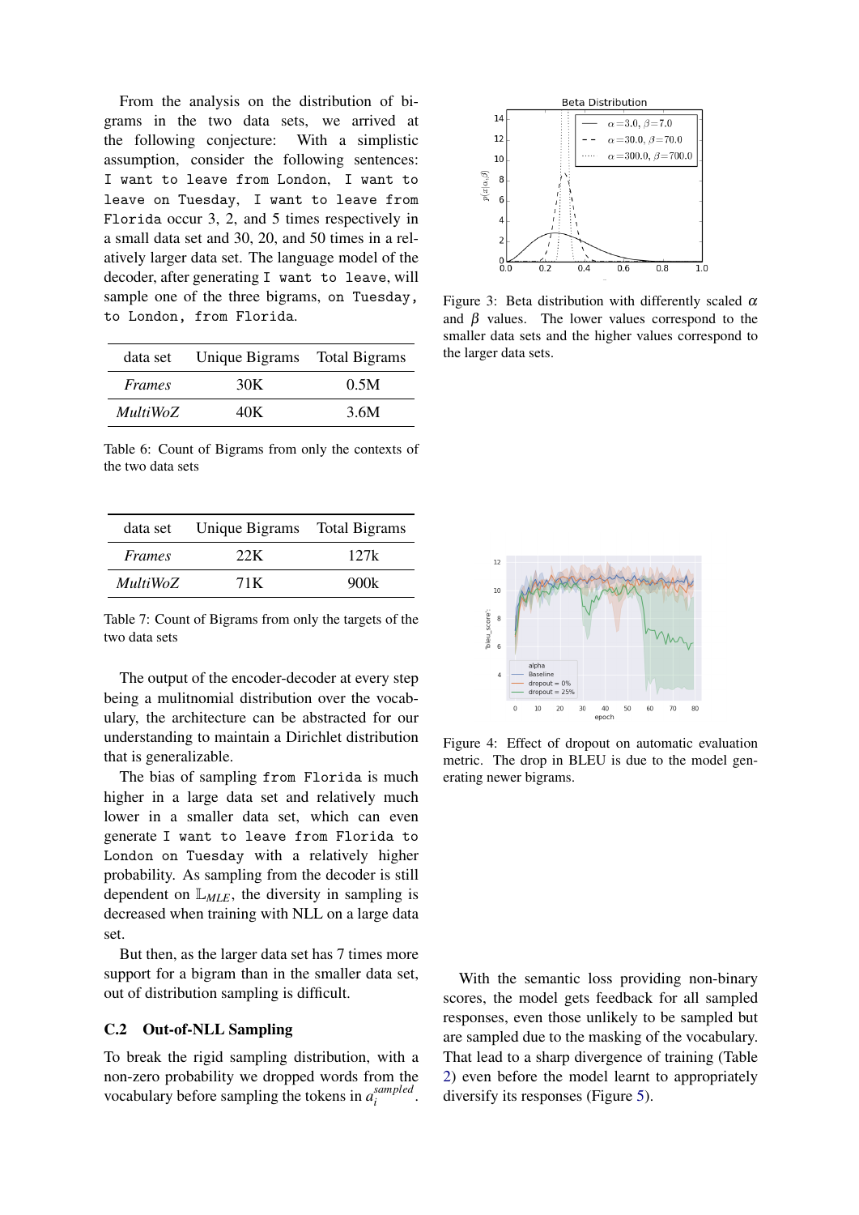From the analysis on the distribution of bigrams in the two data sets, we arrived at the following conjecture: With a simplistic assumption, consider the following sentences: `I want to leave from London`, `I want to leave on Tuesday`, `I want to leave from Florida` occur 3, 2, and 5 times respectively in a small data set and 30, 20, and 50 times in a relatively larger data set. The language model of the decoder, after generating `I want to leave`, will sample one of the three bigrams, `on Tuesday`, `to London`, `from Florida`.

| data set | Unique Bigrams | Total Bigrams |
|---|---|---|
| *Frames* | 30K | 0.5M |
| *MultiWoZ* | 40K | 3.6M |

Table 6: Count of Bigrams from only the contexts of the two data sets

| data set | Unique Bigrams | Total Bigrams |
|---|---|---|
| *Frames* | 22K | 127k |
| *MultiWoZ* | 71K | 900k |

Table 7: Count of Bigrams from only the targets of the two data sets

The output of the encoder-decoder at every step being a mulitnomial distribution over the vocabulary, the architecture can be abstracted for our understanding to maintain a Dirichlet distribution that is generalizable.

The bias of sampling `from Florida` is much higher in a large data set and relatively much lower in a smaller data set, which can even generate `I want to leave from Florida to London on Tuesday` with a relatively higher probability. As sampling from the decoder is still dependent on $\mathbb{L}_{MLE}$, the diversity in sampling is decreased when training with NLL on a large data set.

But then, as the larger data set has 7 times more support for a bigram than in the smaller data set, out of distribution sampling is difficult.

### C.2 Out-of-NLL Sampling

To break the rigid sampling distribution, with a non-zero probability we dropped words from the vocabulary before sampling the tokens in $a_i^{sampled}$.

Figure 3: Beta distribution with differently scaled $\alpha$ and $\beta$ values. The lower values correspond to the smaller data sets and the higher values correspond to the larger data sets.

Figure 4: Effect of dropout on automatic evaluation metric. The drop in BLEU is due to the model generating newer bigrams.

With the semantic loss providing non-binary scores, the model gets feedback for all sampled responses, even those unlikely to be sampled but are sampled due to the masking of the vocabulary. That lead to a sharp divergence of training (Table 2) even before the model learnt to appropriately diversify its responses (Figure 5).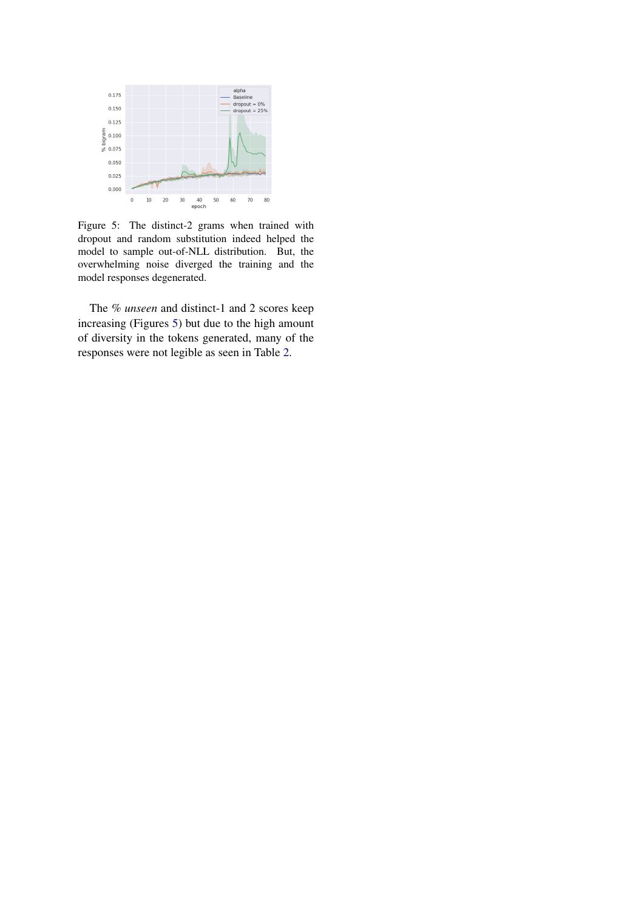alpha
Baseline
dropout = 0%
dropout = 25%

0.175
0.150
0.125
0.100
0.075
0.050
0.025
0.000

% bigram

0
10
20
30
40
50
60
70
80

epoch

Figure 5: The distinct-2 grams when trained with dropout and random substitution indeed helped the model to sample out-of-NLL distribution. But, the overwhelming noise diverged the training and the model responses degenerated.

The *% unseen* and distinct-1 and 2 scores keep increasing (Figures 5) but due to the high amount of diversity in the tokens generated, many of the responses were not legible as seen in Table 2.